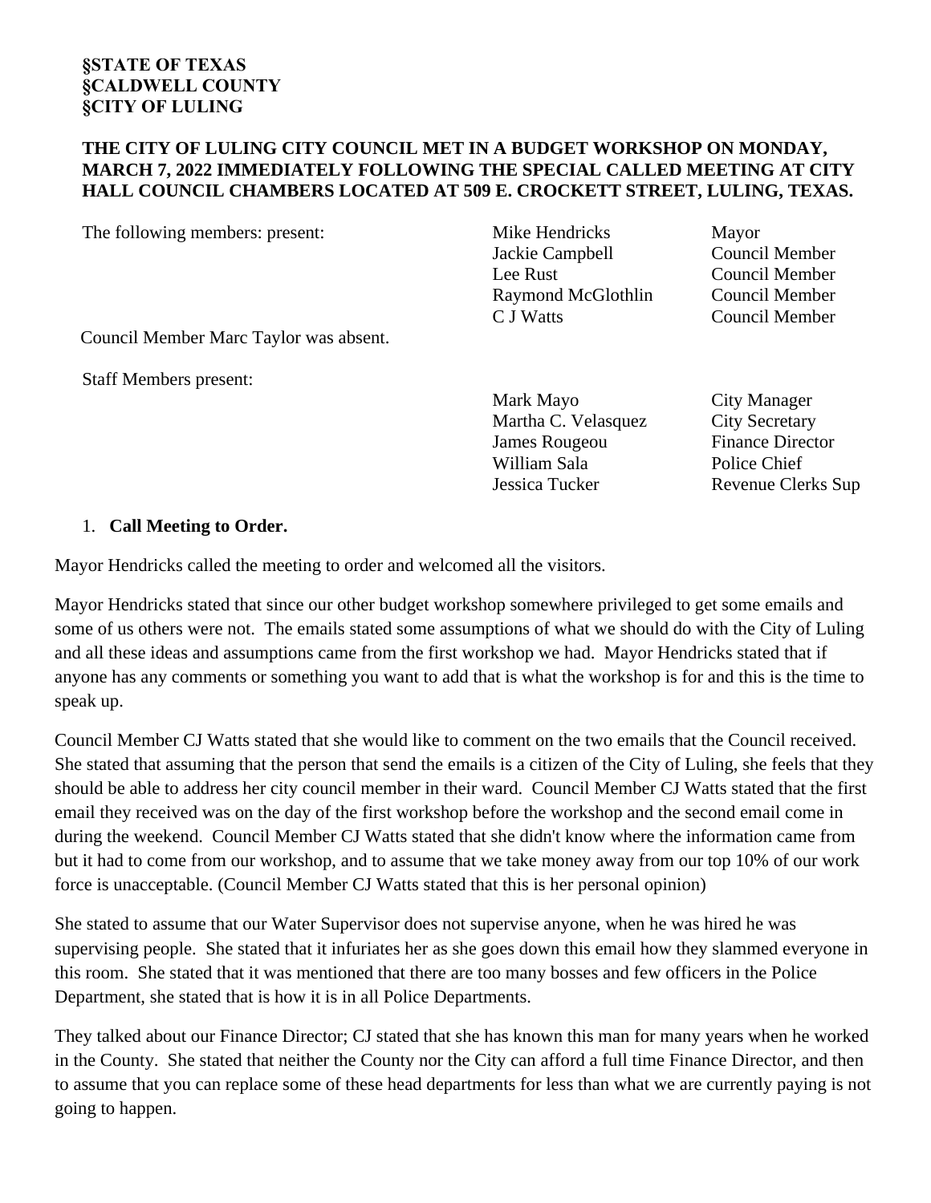**§STATE OF TEXAS**
**§CALDWELL COUNTY**
**§CITY OF LULING**

**THE CITY OF LULING CITY COUNCIL MET IN A BUDGET WORKSHOP ON MONDAY, MARCH 7, 2022 IMMEDIATELY FOLLOWING THE SPECIAL CALLED MEETING AT CITY HALL COUNCIL CHAMBERS LOCATED AT 509 E. CROCKETT STREET, LULING, TEXAS.**

| | | |
|---|---|---|
| The following members: present: | Mike Hendricks | Mayor |
| | Jackie Campbell | Council Member |
| | Lee Rust | Council Member |
| | Raymond McGlothlin | Council Member |
| | C J Watts | Council Member |

Council Member Marc Taylor was absent.

| | | |
|---|---|---|
| Staff Members present: | | |
| | Mark Mayo | City Manager |
| | Martha C. Velasquez | City Secretary |
| | James Rougeou | Finance Director |
| | William Sala | Police Chief |
| | Jessica Tucker | Revenue Clerks Sup |

1. **Call Meeting to Order.**

Mayor Hendricks called the meeting to order and welcomed all the visitors.

Mayor Hendricks stated that since our other budget workshop somewhere privileged to get some emails and some of us others were not. The emails stated some assumptions of what we should do with the City of Luling and all these ideas and assumptions came from the first workshop we had. Mayor Hendricks stated that if anyone has any comments or something you want to add that is what the workshop is for and this is the time to speak up.

Council Member CJ Watts stated that she would like to comment on the two emails that the Council received. She stated that assuming that the person that send the emails is a citizen of the City of Luling, she feels that they should be able to address her city council member in their ward. Council Member CJ Watts stated that the first email they received was on the day of the first workshop before the workshop and the second email come in during the weekend. Council Member CJ Watts stated that she didn't know where the information came from but it had to come from our workshop, and to assume that we take money away from our top 10% of our work force is unacceptable. (Council Member CJ Watts stated that this is her personal opinion)

She stated to assume that our Water Supervisor does not supervise anyone, when he was hired he was supervising people. She stated that it infuriates her as she goes down this email how they slammed everyone in this room. She stated that it was mentioned that there are too many bosses and few officers in the Police Department, she stated that is how it is in all Police Departments.

They talked about our Finance Director; CJ stated that she has known this man for many years when he worked in the County. She stated that neither the County nor the City can afford a full time Finance Director, and then to assume that you can replace some of these head departments for less than what we are currently paying is not going to happen.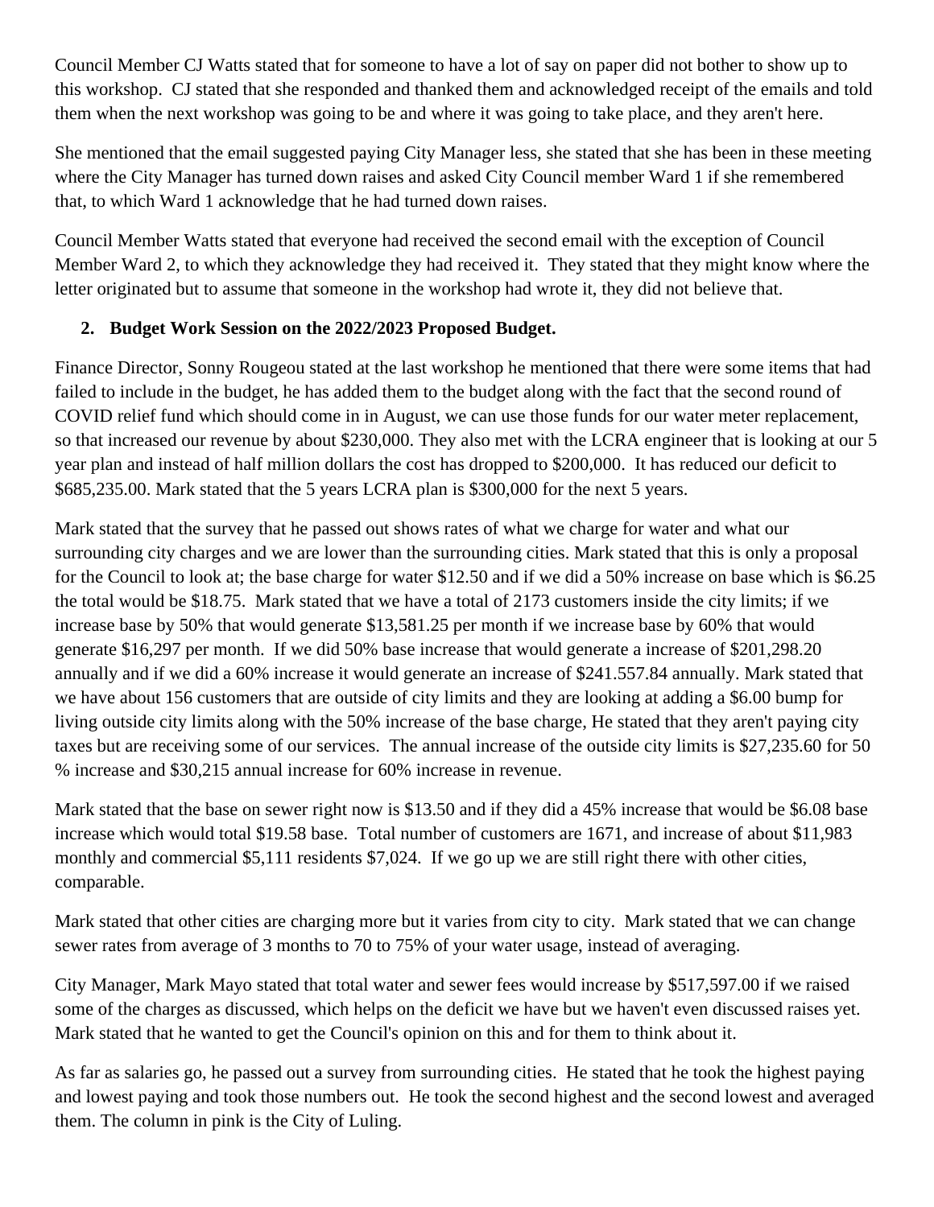Council Member CJ Watts stated that for someone to have a lot of say on paper did not bother to show up to this workshop. CJ stated that she responded and thanked them and acknowledged receipt of the emails and told them when the next workshop was going to be and where it was going to take place, and they aren't here.

She mentioned that the email suggested paying City Manager less, she stated that she has been in these meeting where the City Manager has turned down raises and asked City Council member Ward 1 if she remembered that, to which Ward 1 acknowledge that he had turned down raises.

Council Member Watts stated that everyone had received the second email with the exception of Council Member Ward 2, to which they acknowledge they had received it. They stated that they might know where the letter originated but to assume that someone in the workshop had wrote it, they did not believe that.

2. **Budget Work Session on the 2022/2023 Proposed Budget.**

Finance Director, Sonny Rougeou stated at the last workshop he mentioned that there were some items that had failed to include in the budget, he has added them to the budget along with the fact that the second round of COVID relief fund which should come in in August, we can use those funds for our water meter replacement, so that increased our revenue by about $230,000. They also met with the LCRA engineer that is looking at our 5 year plan and instead of half million dollars the cost has dropped to $200,000. It has reduced our deficit to $685,235.00. Mark stated that the 5 years LCRA plan is $300,000 for the next 5 years.

Mark stated that the survey that he passed out shows rates of what we charge for water and what our surrounding city charges and we are lower than the surrounding cities. Mark stated that this is only a proposal for the Council to look at; the base charge for water $12.50 and if we did a 50% increase on base which is $6.25 the total would be $18.75. Mark stated that we have a total of 2173 customers inside the city limits; if we increase base by 50% that would generate $13,581.25 per month if we increase base by 60% that would generate $16,297 per month. If we did 50% base increase that would generate a increase of $201,298.20 annually and if we did a 60% increase it would generate an increase of $241.557.84 annually. Mark stated that we have about 156 customers that are outside of city limits and they are looking at adding a $6.00 bump for living outside city limits along with the 50% increase of the base charge, He stated that they aren't paying city taxes but are receiving some of our services. The annual increase of the outside city limits is $27,235.60 for 50 % increase and $30,215 annual increase for 60% increase in revenue.

Mark stated that the base on sewer right now is $13.50 and if they did a 45% increase that would be $6.08 base increase which would total $19.58 base. Total number of customers are 1671, and increase of about $11,983 monthly and commercial $5,111 residents $7,024. If we go up we are still right there with other cities, comparable.

Mark stated that other cities are charging more but it varies from city to city. Mark stated that we can change sewer rates from average of 3 months to 70 to 75% of your water usage, instead of averaging.

City Manager, Mark Mayo stated that total water and sewer fees would increase by $517,597.00 if we raised some of the charges as discussed, which helps on the deficit we have but we haven't even discussed raises yet. Mark stated that he wanted to get the Council's opinion on this and for them to think about it.

As far as salaries go, he passed out a survey from surrounding cities. He stated that he took the highest paying and lowest paying and took those numbers out. He took the second highest and the second lowest and averaged them. The column in pink is the City of Luling.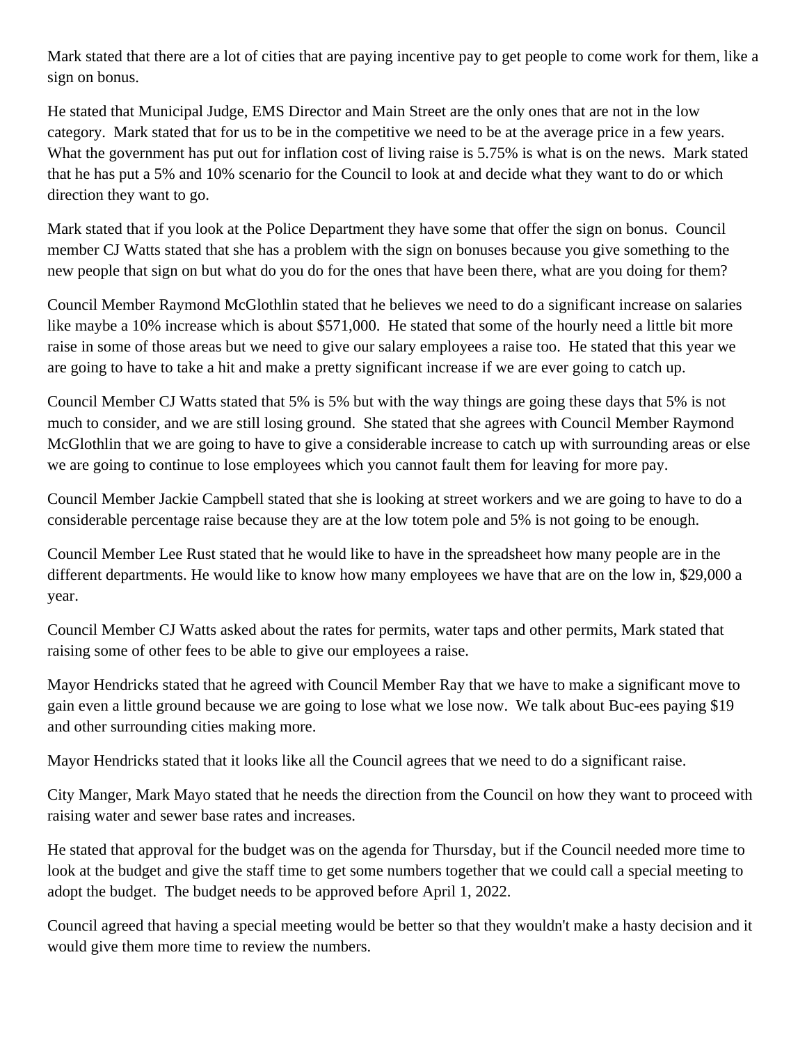Mark stated that there are a lot of cities that are paying incentive pay to get people to come work for them, like a sign on bonus.

He stated that Municipal Judge, EMS Director and Main Street are the only ones that are not in the low category. Mark stated that for us to be in the competitive we need to be at the average price in a few years. What the government has put out for inflation cost of living raise is 5.75% is what is on the news. Mark stated that he has put a 5% and 10% scenario for the Council to look at and decide what they want to do or which direction they want to go.

Mark stated that if you look at the Police Department they have some that offer the sign on bonus. Council member CJ Watts stated that she has a problem with the sign on bonuses because you give something to the new people that sign on but what do you do for the ones that have been there, what are you doing for them?

Council Member Raymond McGlothlin stated that he believes we need to do a significant increase on salaries like maybe a 10% increase which is about $571,000. He stated that some of the hourly need a little bit more raise in some of those areas but we need to give our salary employees a raise too. He stated that this year we are going to have to take a hit and make a pretty significant increase if we are ever going to catch up.

Council Member CJ Watts stated that 5% is 5% but with the way things are going these days that 5% is not much to consider, and we are still losing ground. She stated that she agrees with Council Member Raymond McGlothlin that we are going to have to give a considerable increase to catch up with surrounding areas or else we are going to continue to lose employees which you cannot fault them for leaving for more pay.

Council Member Jackie Campbell stated that she is looking at street workers and we are going to have to do a considerable percentage raise because they are at the low totem pole and 5% is not going to be enough.

Council Member Lee Rust stated that he would like to have in the spreadsheet how many people are in the different departments. He would like to know how many employees we have that are on the low in, $29,000 a year.

Council Member CJ Watts asked about the rates for permits, water taps and other permits, Mark stated that raising some of other fees to be able to give our employees a raise.

Mayor Hendricks stated that he agreed with Council Member Ray that we have to make a significant move to gain even a little ground because we are going to lose what we lose now. We talk about Buc-ees paying $19 and other surrounding cities making more.

Mayor Hendricks stated that it looks like all the Council agrees that we need to do a significant raise.

City Manger, Mark Mayo stated that he needs the direction from the Council on how they want to proceed with raising water and sewer base rates and increases.

He stated that approval for the budget was on the agenda for Thursday, but if the Council needed more time to look at the budget and give the staff time to get some numbers together that we could call a special meeting to adopt the budget. The budget needs to be approved before April 1, 2022.

Council agreed that having a special meeting would be better so that they wouldn't make a hasty decision and it would give them more time to review the numbers.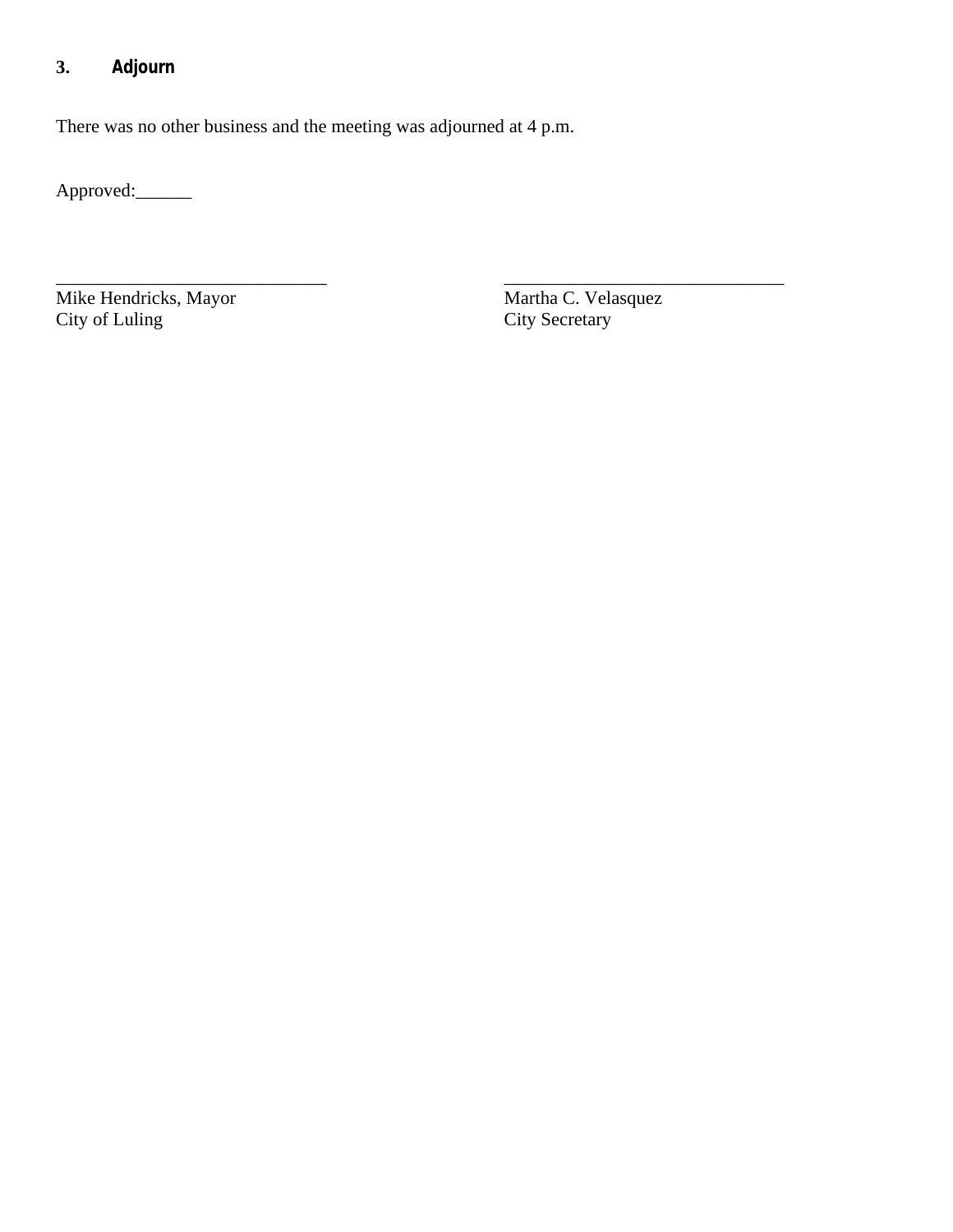### 3. Adjourn

There was no other business and the meeting was adjourned at 4 p.m.

Approved:______

_____________________________ &nbsp;&nbsp;&nbsp;&nbsp;&nbsp;&nbsp;&nbsp;&nbsp; _____________________________

Mike Hendricks, Mayor
City of Luling

Martha C. Velasquez
City Secretary